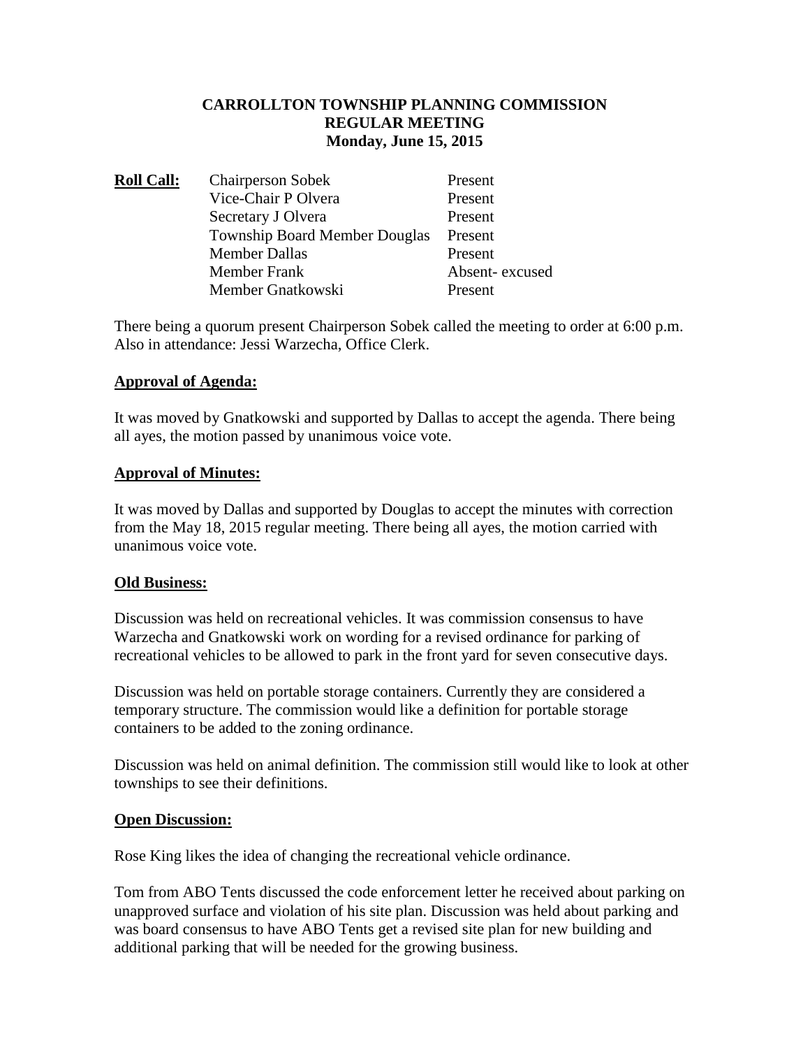# CARROLLTON TOWNSHIP PLANNING COMMISSION
## REGULAR MEETING
### Monday, June 15, 2015

**Roll Call:**

| | |
|---|---|
| Chairperson Sobek | Present |
| Vice-Chair P Olvera | Present |
| Secretary J Olvera | Present |
| Township Board Member Douglas | Present |
| Member Dallas | Present |
| Member Frank | Absent- excused |
| Member Gnatkowski | Present |

There being a quorum present Chairperson Sobek called the meeting to order at 6:00 p.m. Also in attendance: Jessi Warzecha, Office Clerk.

**Approval of Agenda:**

It was moved by Gnatkowski and supported by Dallas to accept the agenda. There being all ayes, the motion passed by unanimous voice vote.

**Approval of Minutes:**

It was moved by Dallas and supported by Douglas to accept the minutes with correction from the May 18, 2015 regular meeting. There being all ayes, the motion carried with unanimous voice vote.

**Old Business:**

Discussion was held on recreational vehicles. It was commission consensus to have Warzecha and Gnatkowski work on wording for a revised ordinance for parking of recreational vehicles to be allowed to park in the front yard for seven consecutive days.

Discussion was held on portable storage containers. Currently they are considered a temporary structure. The commission would like a definition for portable storage containers to be added to the zoning ordinance.

Discussion was held on animal definition. The commission still would like to look at other townships to see their definitions.

**Open Discussion:**

Rose King likes the idea of changing the recreational vehicle ordinance.

Tom from ABO Tents discussed the code enforcement letter he received about parking on unapproved surface and violation of his site plan. Discussion was held about parking and was board consensus to have ABO Tents get a revised site plan for new building and additional parking that will be needed for the growing business.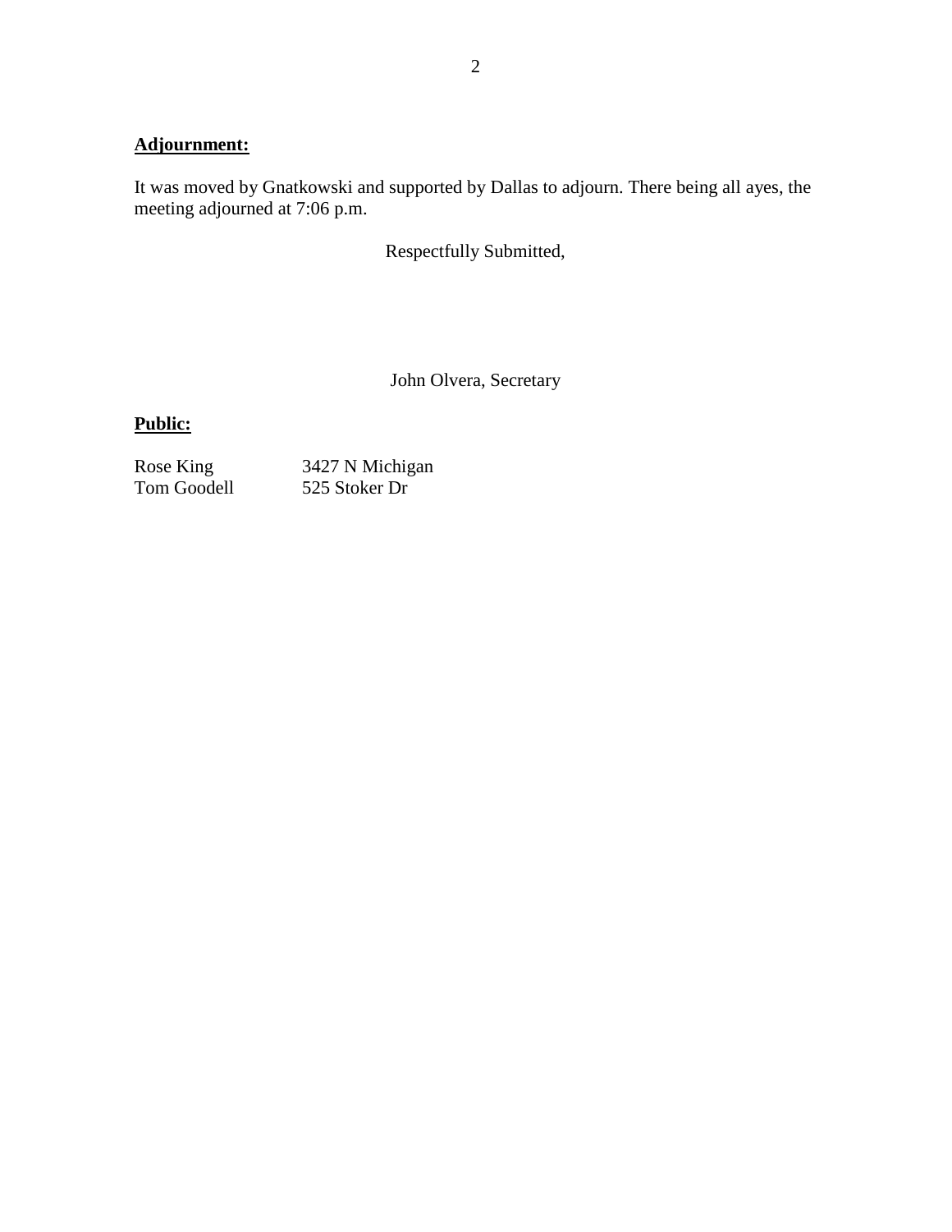**Adjournment:**

It was moved by Gnatkowski and supported by Dallas to adjourn. There being all ayes, the meeting adjourned at 7:06 p.m.

Respectfully Submitted,

John Olvera, Secretary

**Public:**

| | |
|---|---|
| Rose King | 3427 N Michigan |
| Tom Goodell | 525 Stoker Dr |